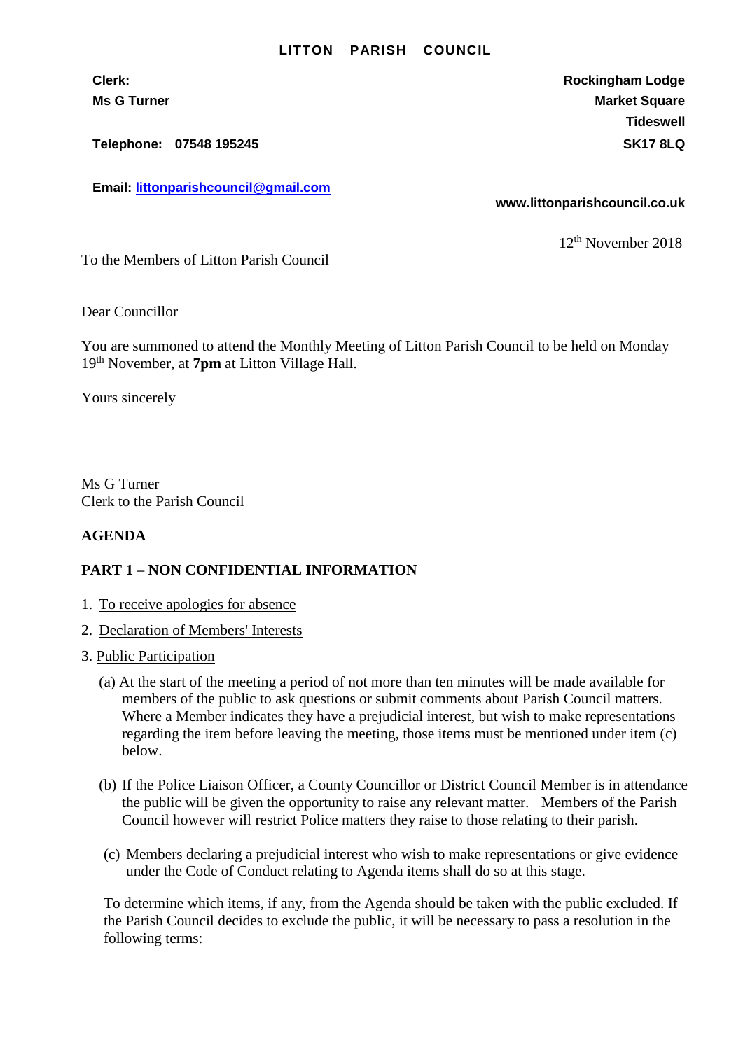# LITTON PARISH COUNCIL

**Clerk:**
**Ms G Turner**

**Telephone: 07548 195245**

**Email: littonparishcouncil@gmail.com**

**Rockingham Lodge**
**Market Square**
**Tideswell**
**SK17 8LQ**

**www.littonparishcouncil.co.uk**

12th November 2018

To the Members of Litton Parish Council

Dear Councillor

You are summoned to attend the Monthly Meeting of Litton Parish Council to be held on Monday 19th November, at **7pm** at Litton Village Hall.

Yours sincerely

Ms G Turner
Clerk to the Parish Council

**AGENDA**

**PART 1 – NON CONFIDENTIAL INFORMATION**

1. To receive apologies for absence
2. Declaration of Members' Interests
3. Public Participation

   (a) At the start of the meeting a period of not more than ten minutes will be made available for members of the public to ask questions or submit comments about Parish Council matters. Where a Member indicates they have a prejudicial interest, but wish to make representations regarding the item before leaving the meeting, those items must be mentioned under item (c) below.

   (b) If the Police Liaison Officer, a County Councillor or District Council Member is in attendance the public will be given the opportunity to raise any relevant matter. Members of the Parish Council however will restrict Police matters they raise to those relating to their parish.

   (c) Members declaring a prejudicial interest who wish to make representations or give evidence under the Code of Conduct relating to Agenda items shall do so at this stage.

   To determine which items, if any, from the Agenda should be taken with the public excluded. If the Parish Council decides to exclude the public, it will be necessary to pass a resolution in the following terms: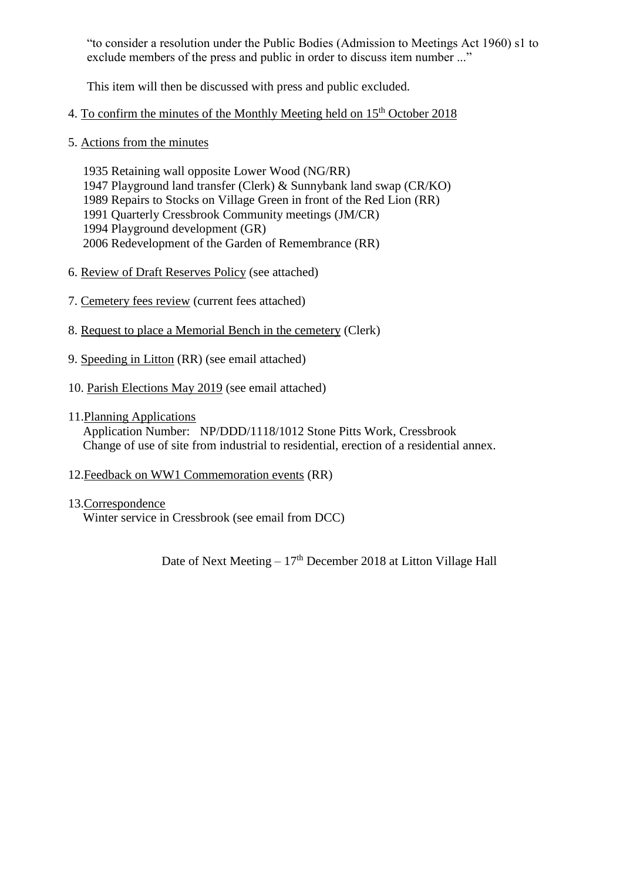"to consider a resolution under the Public Bodies (Admission to Meetings Act 1960) s1 to exclude members of the press and public in order to discuss item number ..."

This item will then be discussed with press and public excluded.

4. To confirm the minutes of the Monthly Meeting held on 15th October 2018

5. Actions from the minutes

   1935 Retaining wall opposite Lower Wood (NG/RR)
   1947 Playground land transfer (Clerk) & Sunnybank land swap (CR/KO)
   1989 Repairs to Stocks on Village Green in front of the Red Lion (RR)
   1991 Quarterly Cressbrook Community meetings (JM/CR)
   1994 Playground development (GR)
   2006 Redevelopment of the Garden of Remembrance (RR)

6. Review of Draft Reserves Policy (see attached)

7. Cemetery fees review (current fees attached)

8. Request to place a Memorial Bench in the cemetery (Clerk)

9. Speeding in Litton (RR) (see email attached)

10. Parish Elections May 2019 (see email attached)

11. Planning Applications
    Application Number: NP/DDD/1118/1012 Stone Pitts Work, Cressbrook
    Change of use of site from industrial to residential, erection of a residential annex.

12. Feedback on WW1 Commemoration events (RR)

13. Correspondence
    Winter service in Cressbrook (see email from DCC)

Date of Next Meeting – 17th December 2018 at Litton Village Hall